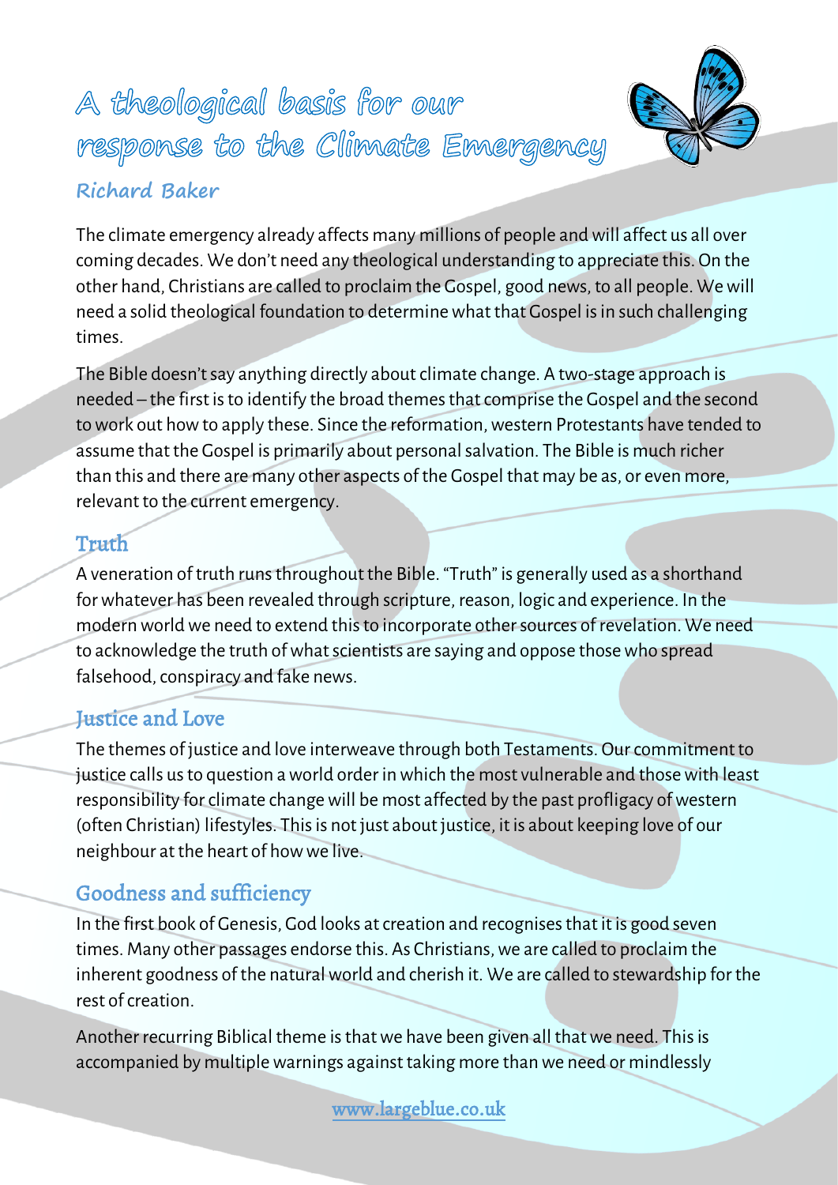# A theological basis for our response to the Climate Emergency

**Richard Baker**

The climate emergency already affects many millions of people and will affect us all over coming decades. We don't need any theological understanding to appreciate this. On the other hand, Christians are called to proclaim the Gospel, good news, to all people. We will need a solid theological foundation to determine what that Gospel is in such challenging times.

The Bible doesn't say anything directly about climate change. A two-stage approach is needed – the first is to identify the broad themes that comprise the Gospel and the second to work out how to apply these. Since the reformation, western Protestants have tended to assume that the Gospel is primarily about personal salvation. The Bible is much richer than this and there are many other aspects of the Gospel that may be as, or even more, relevant to the current emergency.

## Truth

A veneration of truth runs throughout the Bible. "Truth" is generally used as a shorthand for whatever has been revealed through scripture, reason, logic and experience. In the modern world we need to extend this to incorporate other sources of revelation. We need to acknowledge the truth of what scientists are saying and oppose those who spread falsehood, conspiracy and fake news.

## Justice and Love

The themes of justice and love interweave through both Testaments. Our commitment to justice calls us to question a world order in which the most vulnerable and those with least responsibility for climate change will be most affected by the past profligacy of western (often Christian) lifestyles. This is not just about justice, it is about keeping love of our neighbour at the heart of how we live.

## Goodness and sufficiency

In the first book of Genesis, God looks at creation and recognises that it is good seven times. Many other passages endorse this. As Christians, we are called to proclaim the inherent goodness of the natural world and cherish it. We are called to stewardship for the rest of creation.

Another recurring Biblical theme is that we have been given all that we need. This is accompanied by multiple warnings against taking more than we need or mindlessly

www.largeblue.co.uk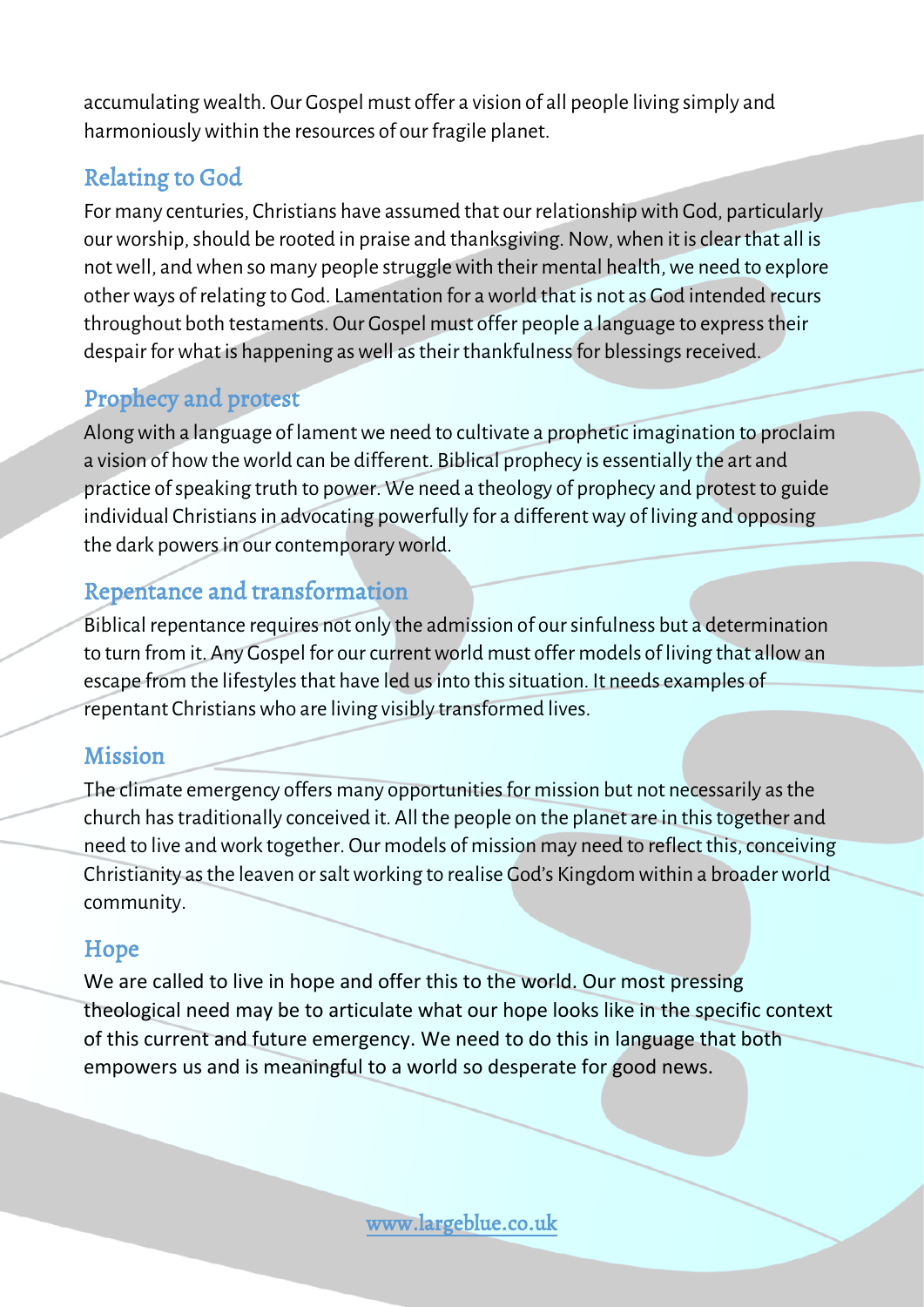accumulating wealth. Our Gospel must offer a vision of all people living simply and harmoniously within the resources of our fragile planet.

## Relating to God

For many centuries, Christians have assumed that our relationship with God, particularly our worship, should be rooted in praise and thanksgiving. Now, when it is clear that all is not well, and when so many people struggle with their mental health, we need to explore other ways of relating to God. Lamentation for a world that is not as God intended recurs throughout both testaments. Our Gospel must offer people a language to express their despair for what is happening as well as their thankfulness for blessings received.

## Prophecy and protest

Along with a language of lament we need to cultivate a prophetic imagination to proclaim a vision of how the world can be different. Biblical prophecy is essentially the art and practice of speaking truth to power. We need a theology of prophecy and protest to guide individual Christians in advocating powerfully for a different way of living and opposing the dark powers in our contemporary world.

## Repentance and transformation

Biblical repentance requires not only the admission of our sinfulness but a determination to turn from it. Any Gospel for our current world must offer models of living that allow an escape from the lifestyles that have led us into this situation. It needs examples of repentant Christians who are living visibly transformed lives.

## Mission

The climate emergency offers many opportunities for mission but not necessarily as the church has traditionally conceived it. All the people on the planet are in this together and need to live and work together. Our models of mission may need to reflect this, conceiving Christianity as the leaven or salt working to realise God's Kingdom within a broader world community.

## Hope

We are called to live in hope and offer this to the world. Our most pressing theological need may be to articulate what our hope looks like in the specific context of this current and future emergency. We need to do this in language that both empowers us and is meaningful to a world so desperate for good news.

www.largeblue.co.uk